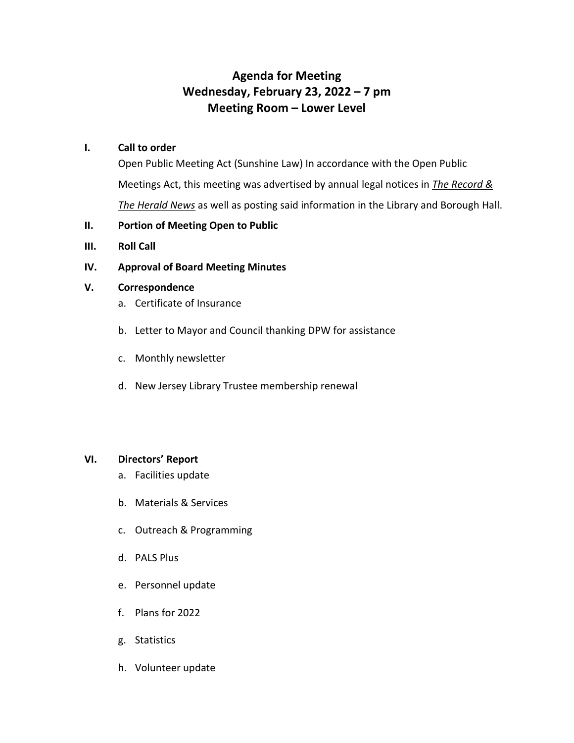# Agenda for Meeting
# Wednesday, February 23, 2022 – 7 pm
# Meeting Room – Lower Level

**I. Call to order**

Open Public Meeting Act (Sunshine Law) In accordance with the Open Public Meetings Act, this meeting was advertised by annual legal notices in ***The Record & The Herald News*** as well as posting said information in the Library and Borough Hall.

**II. Portion of Meeting Open to Public**

**III. Roll Call**

**IV. Approval of Board Meeting Minutes**

**V. Correspondence**

a. Certificate of Insurance

b. Letter to Mayor and Council thanking DPW for assistance

c. Monthly newsletter

d. New Jersey Library Trustee membership renewal

**VI. Directors' Report**

a. Facilities update

b. Materials & Services

c. Outreach & Programming

d. PALS Plus

e. Personnel update

f. Plans for 2022

g. Statistics

h. Volunteer update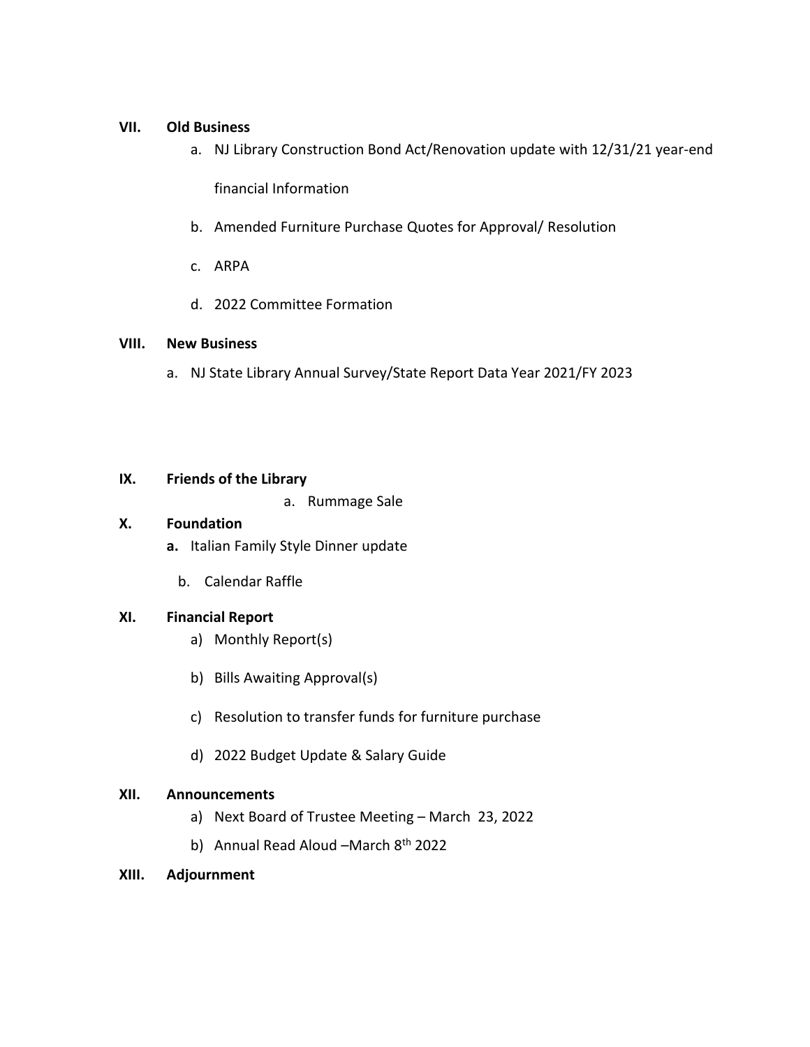**VII. Old Business**

a. NJ Library Construction Bond Act/Renovation update with 12/31/21 year-end financial Information

b. Amended Furniture Purchase Quotes for Approval/ Resolution

c. ARPA

d. 2022 Committee Formation

**VIII. New Business**

a. NJ State Library Annual Survey/State Report Data Year 2021/FY 2023

**IX. Friends of the Library**

a. Rummage Sale

**X. Foundation**

**a.** Italian Family Style Dinner update

b. Calendar Raffle

**XI. Financial Report**

a) Monthly Report(s)

b) Bills Awaiting Approval(s)

c) Resolution to transfer funds for furniture purchase

d) 2022 Budget Update & Salary Guide

**XII. Announcements**

a) Next Board of Trustee Meeting – March 23, 2022

b) Annual Read Aloud –March 8th 2022

**XIII. Adjournment**